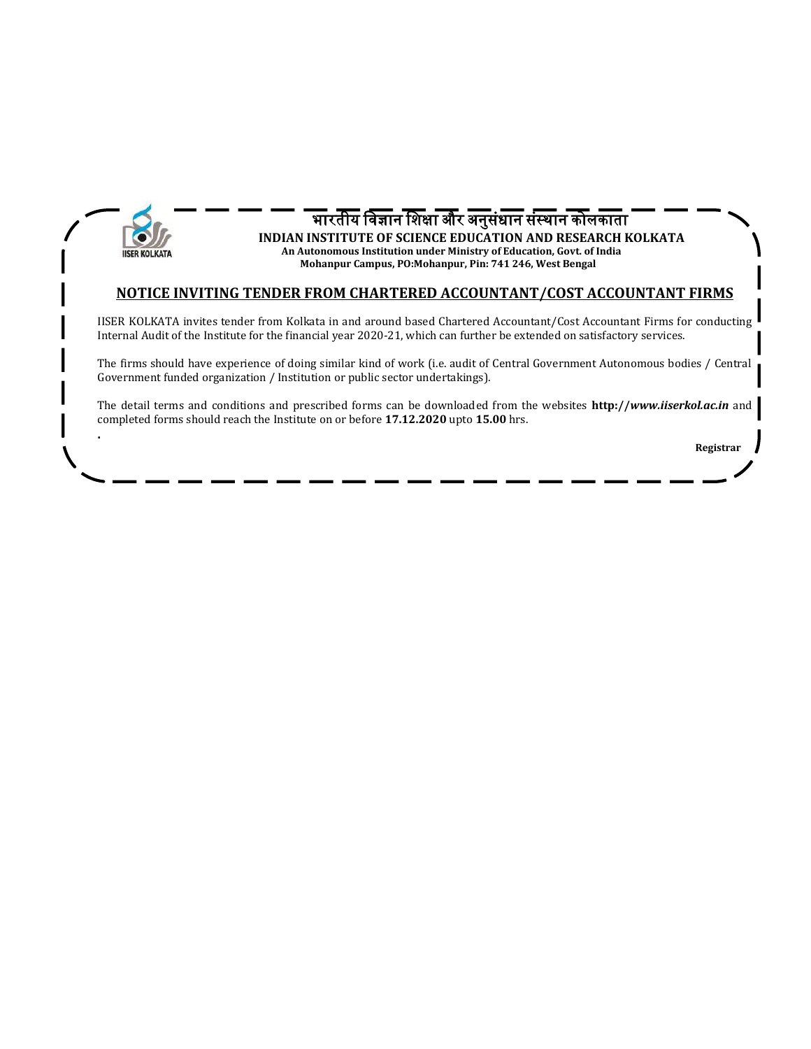भारतीय विज्ञान शिक्षा और अनुसंधान संस्थान कोलकाता

**INDIAN INSTITUTE OF SCIENCE EDUCATION AND RESEARCH KOLKATA**

**An Autonomous Institution under Ministry of Education, Govt. of India**

**Mohanpur Campus, PO:Mohanpur, Pin: 741 246, West Bengal**

## NOTICE INVITING TENDER FROM CHARTERED ACCOUNTANT/COST ACCOUNTANT FIRMS

IISER KOLKATA invites tender from Kolkata in and around based Chartered Accountant/Cost Accountant Firms for conducting Internal Audit of the Institute for the financial year 2020-21, which can further be extended on satisfactory services.

The firms should have experience of doing similar kind of work (i.e. audit of Central Government Autonomous bodies / Central Government funded organization / Institution or public sector undertakings).

The detail terms and conditions and prescribed forms can be downloaded from the websites **http://*www.iiserkol.ac.in*** and completed forms should reach the Institute on or before **17.12.2020** upto **15.00** hrs.

.

**Registrar**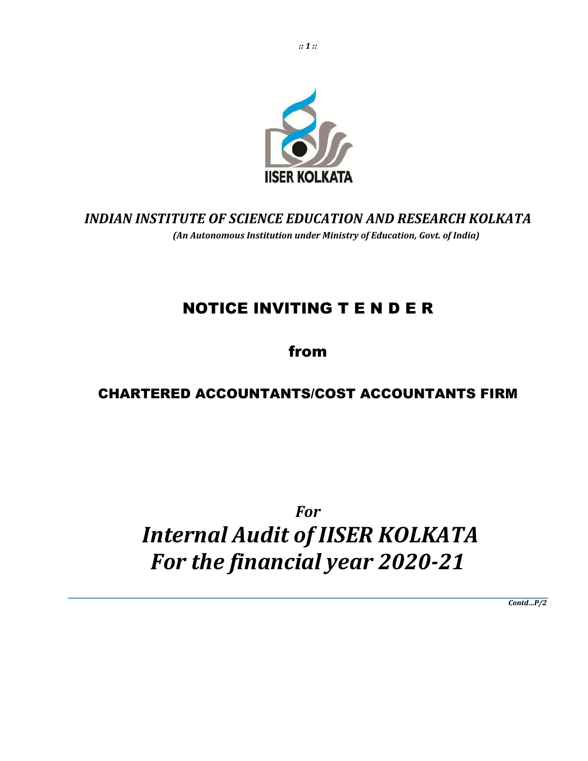*INDIAN INSTITUTE OF SCIENCE EDUCATION AND RESEARCH KOLKATA*

***(An Autonomous Institution under Ministry of Education, Govt. of India)***

# NOTICE INVITING T E N D E R

## from

## CHARTERED ACCOUNTANTS/COST ACCOUNTANTS FIRM

***For***

# *Internal Audit of IISER KOLKATA For the financial year 2020-21*

***Contd…P/2***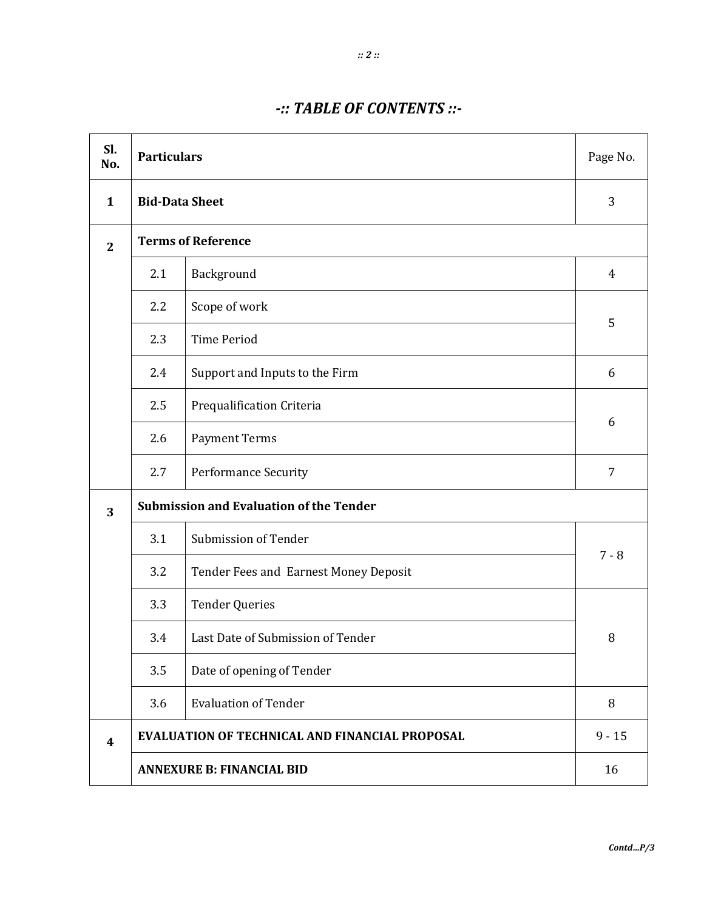# -:: TABLE OF CONTENTS ::-

| Sl. No. | Particulars | | Page No. |
|---|---|---|---|
| **1** | **Bid-Data Sheet** | | 3 |
| **2** | **Terms of Reference** | | |
| | 2.1 | Background | 4 |
| | 2.2 | Scope of work | 5 |
| | 2.3 | Time Period | |
| | 2.4 | Support and Inputs to the Firm | 6 |
| | 2.5 | Prequalification Criteria | 6 |
| | 2.6 | Payment Terms | |
| | 2.7 | Performance Security | 7 |
| **3** | **Submission and Evaluation of the Tender** | | |
| | 3.1 | Submission of Tender | 7 - 8 |
| | 3.2 | Tender Fees and Earnest Money Deposit | |
| | 3.3 | Tender Queries | 8 |
| | 3.4 | Last Date of Submission of Tender | |
| | 3.5 | Date of opening of Tender | |
| | 3.6 | Evaluation of Tender | 8 |
| **4** | **EVALUATION OF TECHNICAL AND FINANCIAL PROPOSAL** | | 9 - 15 |
| | **ANNEXURE B: FINANCIAL BID** | | 16 |

*Contd...P/3*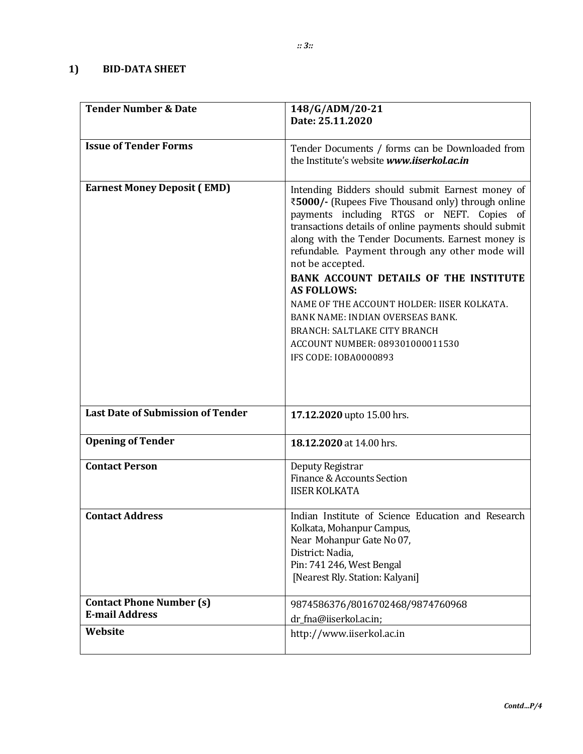## 1) BID-DATA SHEET

| | |
|---|---|
| **Tender Number & Date** | **148/G/ADM/20-21**<br>**Date: 25.11.2020** |
| **Issue of Tender Forms** | Tender Documents / forms can be Downloaded from the Institute's website ***www.iiserkol.ac.in*** |
| **Earnest Money Deposit ( EMD)** | Intending Bidders should submit Earnest money of **₹5000/-** (Rupees Five Thousand only) through online payments including RTGS or NEFT. Copies of transactions details of online payments should submit along with the Tender Documents. Earnest money is refundable. Payment through any other mode will not be accepted.<br>**BANK ACCOUNT DETAILS OF THE INSTITUTE AS FOLLOWS:**<br>NAME OF THE ACCOUNT HOLDER: IISER KOLKATA.<br>BANK NAME: INDIAN OVERSEAS BANK.<br>BRANCH: SALTLAKE CITY BRANCH<br>ACCOUNT NUMBER: 089301000011530<br>IFS CODE: IOBA0000893 |
| **Last Date of Submission of Tender** | **17.12.2020** upto 15.00 hrs. |
| **Opening of Tender** | **18.12.2020** at 14.00 hrs. |
| **Contact Person** | Deputy Registrar<br>Finance & Accounts Section<br>IISER KOLKATA |
| **Contact Address** | Indian Institute of Science Education and Research Kolkata, Mohanpur Campus,<br>Near Mohanpur Gate No 07,<br>District: Nadia,<br>Pin: 741 246, West Bengal<br>[Nearest Rly. Station: Kalyani] |
| **Contact Phone Number (s)**<br>**E-mail Address** | 9874586376/8016702468/9874760968<br>dr_fna@iiserkol.ac.in; |
| **Website** | http://www.iiserkol.ac.in |

*Contd...P/4*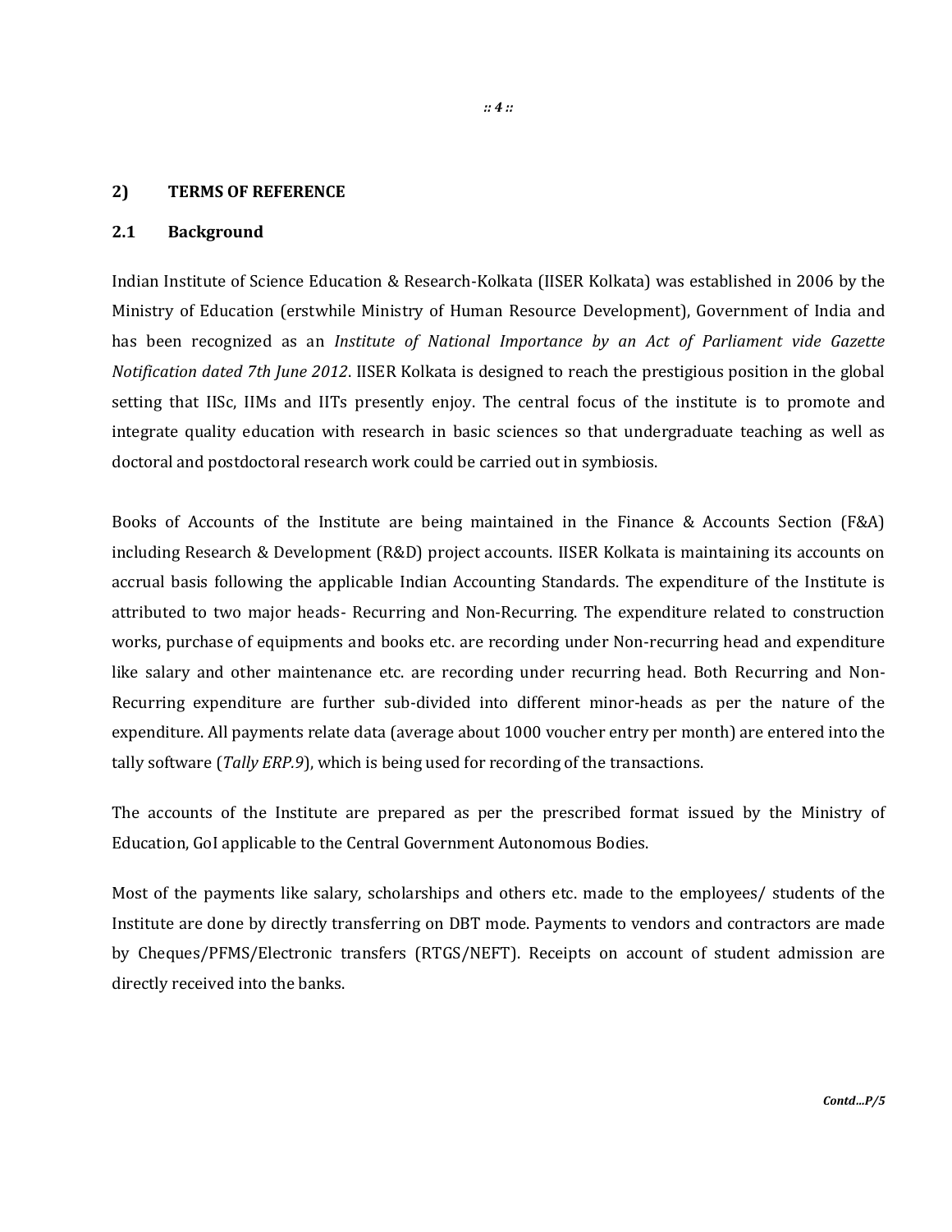## 2) TERMS OF REFERENCE

### 2.1 Background

Indian Institute of Science Education & Research-Kolkata (IISER Kolkata) was established in 2006 by the Ministry of Education (erstwhile Ministry of Human Resource Development), Government of India and has been recognized as an *Institute of National Importance by an Act of Parliament vide Gazette Notification dated 7th June 2012*. IISER Kolkata is designed to reach the prestigious position in the global setting that IISc, IIMs and IITs presently enjoy. The central focus of the institute is to promote and integrate quality education with research in basic sciences so that undergraduate teaching as well as doctoral and postdoctoral research work could be carried out in symbiosis.

Books of Accounts of the Institute are being maintained in the Finance & Accounts Section (F&A) including Research & Development (R&D) project accounts. IISER Kolkata is maintaining its accounts on accrual basis following the applicable Indian Accounting Standards. The expenditure of the Institute is attributed to two major heads- Recurring and Non-Recurring. The expenditure related to construction works, purchase of equipments and books etc. are recording under Non-recurring head and expenditure like salary and other maintenance etc. are recording under recurring head. Both Recurring and Non-Recurring expenditure are further sub-divided into different minor-heads as per the nature of the expenditure. All payments relate data (average about 1000 voucher entry per month) are entered into the tally software (*Tally ERP.9*), which is being used for recording of the transactions.

The accounts of the Institute are prepared as per the prescribed format issued by the Ministry of Education, GoI applicable to the Central Government Autonomous Bodies.

Most of the payments like salary, scholarships and others etc. made to the employees/ students of the Institute are done by directly transferring on DBT mode. Payments to vendors and contractors are made by Cheques/PFMS/Electronic transfers (RTGS/NEFT). Receipts on account of student admission are directly received into the banks.

*Contd...P/5*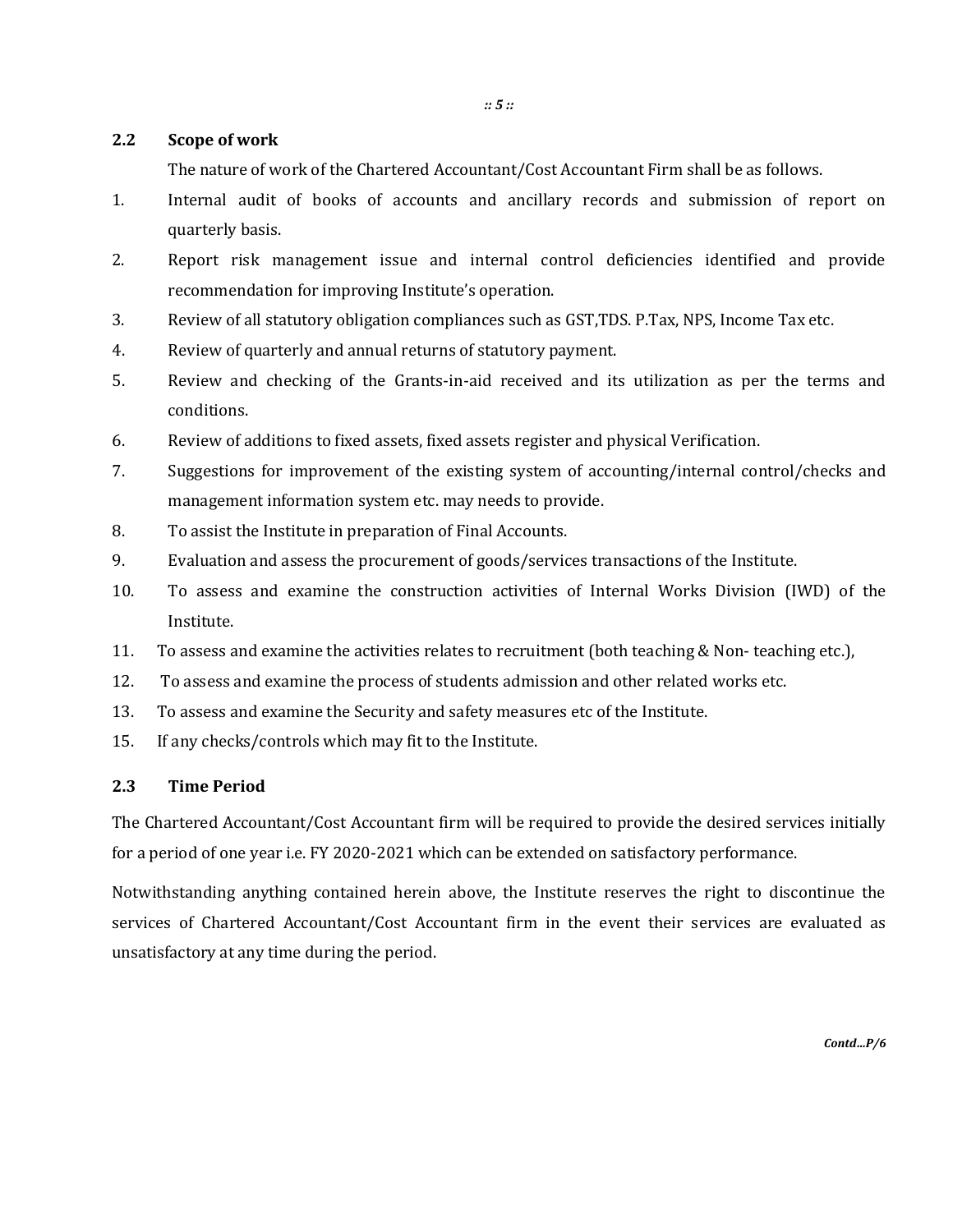## 2.2 Scope of work

The nature of work of the Chartered Accountant/Cost Accountant Firm shall be as follows.

1. Internal audit of books of accounts and ancillary records and submission of report on quarterly basis.
2. Report risk management issue and internal control deficiencies identified and provide recommendation for improving Institute's operation.
3. Review of all statutory obligation compliances such as GST,TDS. P.Tax, NPS, Income Tax etc.
4. Review of quarterly and annual returns of statutory payment.
5. Review and checking of the Grants-in-aid received and its utilization as per the terms and conditions.
6. Review of additions to fixed assets, fixed assets register and physical Verification.
7. Suggestions for improvement of the existing system of accounting/internal control/checks and management information system etc. may needs to provide.
8. To assist the Institute in preparation of Final Accounts.
9. Evaluation and assess the procurement of goods/services transactions of the Institute.
10. To assess and examine the construction activities of Internal Works Division (IWD) of the Institute.
11. To assess and examine the activities relates to recruitment (both teaching & Non- teaching etc.),
12. To assess and examine the process of students admission and other related works etc.
13. To assess and examine the Security and safety measures etc of the Institute.
15. If any checks/controls which may fit to the Institute.

## 2.3 Time Period

The Chartered Accountant/Cost Accountant firm will be required to provide the desired services initially for a period of one year i.e. FY 2020-2021 which can be extended on satisfactory performance.

Notwithstanding anything contained herein above, the Institute reserves the right to discontinue the services of Chartered Accountant/Cost Accountant firm in the event their services are evaluated as unsatisfactory at any time during the period.

*Contd...P/6*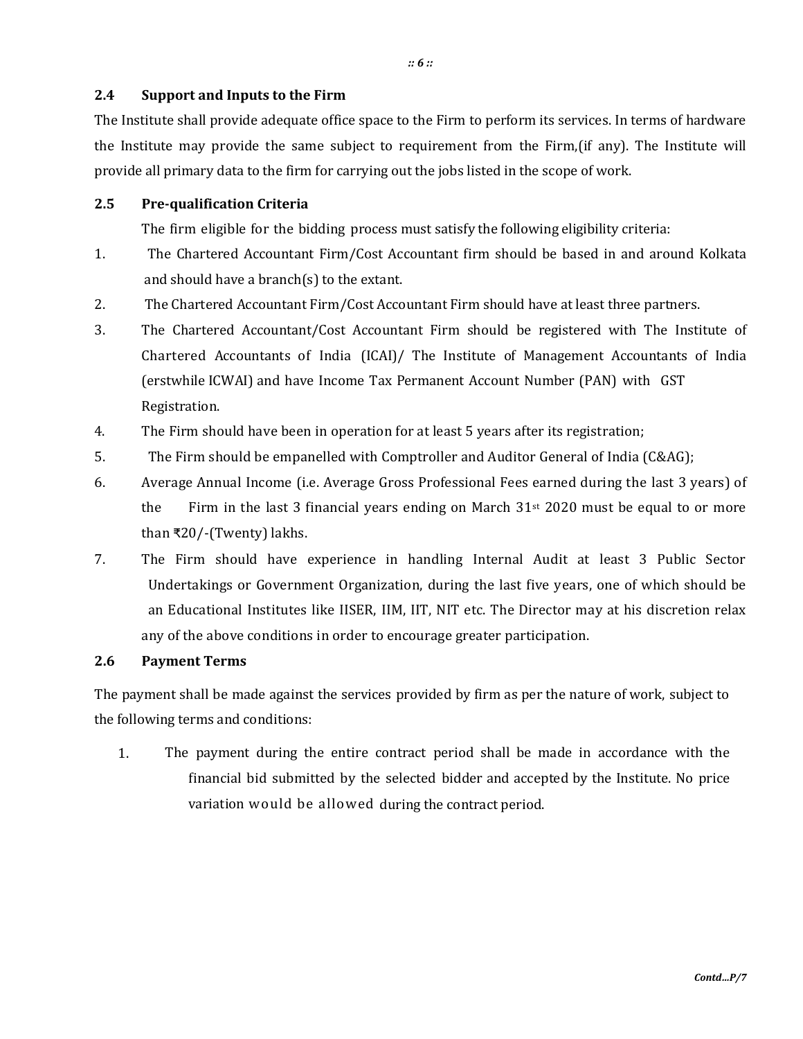## 2.4 Support and Inputs to the Firm

The Institute shall provide adequate office space to the Firm to perform its services. In terms of hardware the Institute may provide the same subject to requirement from the Firm,(if any). The Institute will provide all primary data to the firm for carrying out the jobs listed in the scope of work.

## 2.5 Pre-qualification Criteria

The firm eligible for the bidding process must satisfy the following eligibility criteria:

1. The Chartered Accountant Firm/Cost Accountant firm should be based in and around Kolkata and should have a branch(s) to the extant.
2. The Chartered Accountant Firm/Cost Accountant Firm should have at least three partners.
3. The Chartered Accountant/Cost Accountant Firm should be registered with The Institute of Chartered Accountants of India (ICAI)/ The Institute of Management Accountants of India (erstwhile ICWAI) and have Income Tax Permanent Account Number (PAN) with GST Registration.
4. The Firm should have been in operation for at least 5 years after its registration;
5. The Firm should be empanelled with Comptroller and Auditor General of India (C&AG);
6. Average Annual Income (i.e. Average Gross Professional Fees earned during the last 3 years) of the Firm in the last 3 financial years ending on March 31st 2020 must be equal to or more than ₹20/-(Twenty) lakhs.
7. The Firm should have experience in handling Internal Audit at least 3 Public Sector Undertakings or Government Organization, during the last five years, one of which should be an Educational Institutes like IISER, IIM, IIT, NIT etc. The Director may at his discretion relax any of the above conditions in order to encourage greater participation.

## 2.6 Payment Terms

The payment shall be made against the services provided by firm as per the nature of work, subject to the following terms and conditions:

1. The payment during the entire contract period shall be made in accordance with the financial bid submitted by the selected bidder and accepted by the Institute. No price variation would be allowed during the contract period.

*Contd...P/7*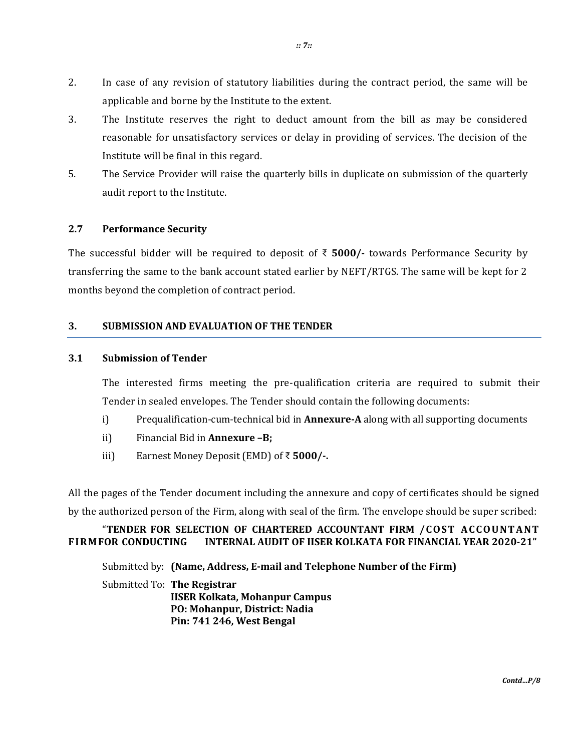2. In case of any revision of statutory liabilities during the contract period, the same will be applicable and borne by the Institute to the extent.
3. The Institute reserves the right to deduct amount from the bill as may be considered reasonable for unsatisfactory services or delay in providing of services. The decision of the Institute will be final in this regard.
5. The Service Provider will raise the quarterly bills in duplicate on submission of the quarterly audit report to the Institute.

### 2.7 Performance Security

The successful bidder will be required to deposit of ₹ **5000/-** towards Performance Security by transferring the same to the bank account stated earlier by NEFT/RTGS. The same will be kept for 2 months beyond the completion of contract period.

## 3. SUBMISSION AND EVALUATION OF THE TENDER

### 3.1 Submission of Tender

The interested firms meeting the pre-qualification criteria are required to submit their Tender in sealed envelopes. The Tender should contain the following documents:

i) Prequalification-cum-technical bid in **Annexure-A** along with all supporting documents

ii) Financial Bid in **Annexure –B;**

iii) Earnest Money Deposit (EMD) of ₹ **5000/-.**

All the pages of the Tender document including the annexure and copy of certificates should be signed by the authorized person of the Firm, along with seal of the firm. The envelope should be super scribed:

"**TENDER FOR SELECTION OF CHARTERED ACCOUNTANT FIRM / COST ACCOUNTANT FIRMFOR CONDUCTING INTERNAL AUDIT OF IISER KOLKATA FOR FINANCIAL YEAR 2020-21"**

Submitted by: **(Name, Address, E-mail and Telephone Number of the Firm)**

Submitted To: **The Registrar**
**IISER Kolkata, Mohanpur Campus**
**PO: Mohanpur, District: Nadia**
**Pin: 741 246, West Bengal**

*Contd...P/8*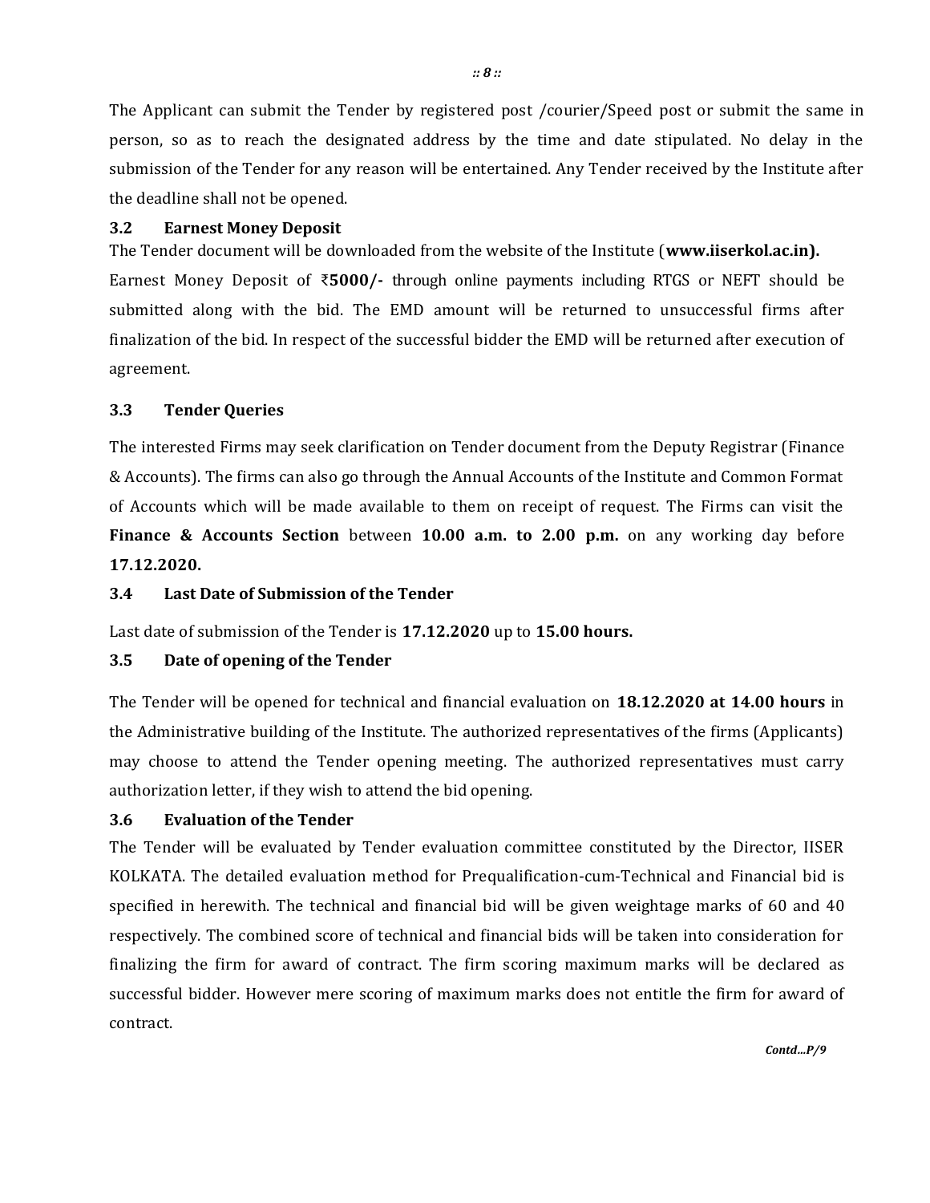The Applicant can submit the Tender by registered post /courier/Speed post or submit the same in person, so as to reach the designated address by the time and date stipulated. No delay in the submission of the Tender for any reason will be entertained. Any Tender received by the Institute after the deadline shall not be opened.

### 3.2 Earnest Money Deposit

The Tender document will be downloaded from the website of the Institute (**www.iiserkol.ac.in).**

Earnest Money Deposit of ₹**5000/-** through online payments including RTGS or NEFT should be submitted along with the bid. The EMD amount will be returned to unsuccessful firms after finalization of the bid. In respect of the successful bidder the EMD will be returned after execution of agreement.

### 3.3 Tender Queries

The interested Firms may seek clarification on Tender document from the Deputy Registrar (Finance & Accounts). The firms can also go through the Annual Accounts of the Institute and Common Format of Accounts which will be made available to them on receipt of request. The Firms can visit the **Finance & Accounts Section** between **10.00 a.m. to 2.00 p.m.** on any working day before **17.12.2020.**

### 3.4 Last Date of Submission of the Tender

Last date of submission of the Tender is **17.12.2020** up to **15.00 hours.**

### 3.5 Date of opening of the Tender

The Tender will be opened for technical and financial evaluation on **18.12.2020 at 14.00 hours** in the Administrative building of the Institute. The authorized representatives of the firms (Applicants) may choose to attend the Tender opening meeting. The authorized representatives must carry authorization letter, if they wish to attend the bid opening.

### 3.6 Evaluation of the Tender

The Tender will be evaluated by Tender evaluation committee constituted by the Director, IISER KOLKATA. The detailed evaluation method for Prequalification-cum-Technical and Financial bid is specified in herewith. The technical and financial bid will be given weightage marks of 60 and 40 respectively. The combined score of technical and financial bids will be taken into consideration for finalizing the firm for award of contract. The firm scoring maximum marks will be declared as successful bidder. However mere scoring of maximum marks does not entitle the firm for award of contract.

*Contd…P/9*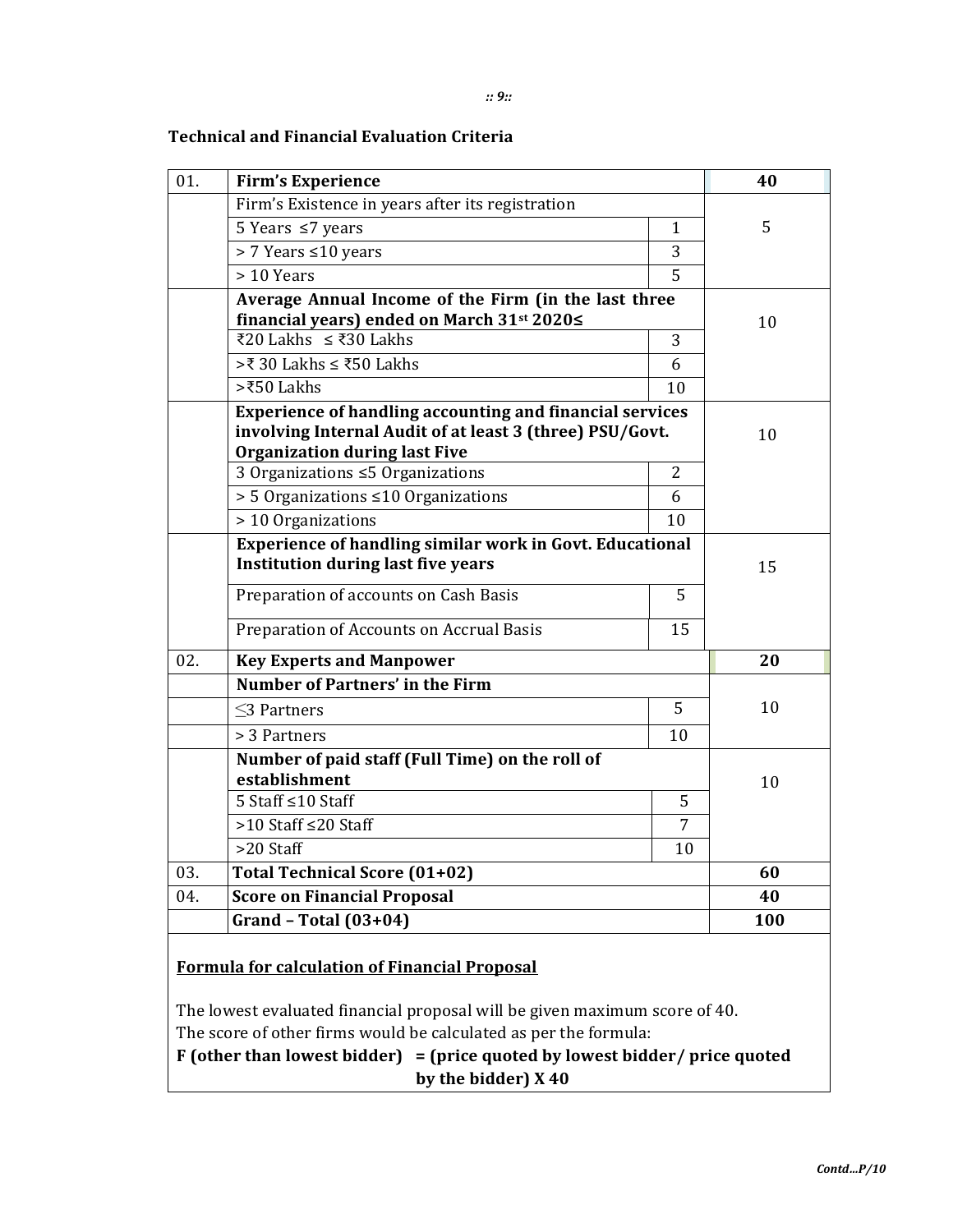## Technical and Financial Evaluation Criteria

| 01. | **Firm's Experience** | | **40** |
|---|---|---|---|
| | Firm's Existence in years after its registration | | 5 |
| | 5 Years ≤7 years | 1 | |
| | > 7 Years ≤10 years | 3 | |
| | > 10 Years | 5 | |
| | **Average Annual Income of the Firm (in the last three financial years) ended on March 31st 2020≤** | | 10 |
| | ₹20 Lakhs ≤ ₹30 Lakhs | 3 | |
| | >₹ 30 Lakhs ≤ ₹50 Lakhs | 6 | |
| | >₹50 Lakhs | 10 | |
| | **Experience of handling accounting and financial services involving Internal Audit of at least 3 (three) PSU/Govt. Organization during last Five** | | 10 |
| | 3 Organizations ≤5 Organizations | 2 | |
| | > 5 Organizations ≤10 Organizations | 6 | |
| | > 10 Organizations | 10 | |
| | **Experience of handling similar work in Govt. Educational Institution during last five years** | | 15 |
| | Preparation of accounts on Cash Basis | 5 | |
| | Preparation of Accounts on Accrual Basis | 15 | |
| 02. | **Key Experts and Manpower** | | **20** |
| | **Number of Partners' in the Firm** | | 10 |
| | ≤3 Partners | 5 | |
| | > 3 Partners | 10 | |
| | **Number of paid staff (Full Time) on the roll of establishment** | | 10 |
| | 5 Staff ≤10 Staff | 5 | |
| | >10 Staff ≤20 Staff | 7 | |
| | >20 Staff | 10 | |
| 03. | **Total Technical Score (01+02)** | | **60** |
| 04. | **Score on Financial Proposal** | | **40** |
| | **Grand – Total (03+04)** | | **100** |

**Formula for calculation of Financial Proposal**

The lowest evaluated financial proposal will be given maximum score of 40.
The score of other firms would be calculated as per the formula:

**F (other than lowest bidder) = (price quoted by lowest bidder/ price quoted by the bidder) X 40**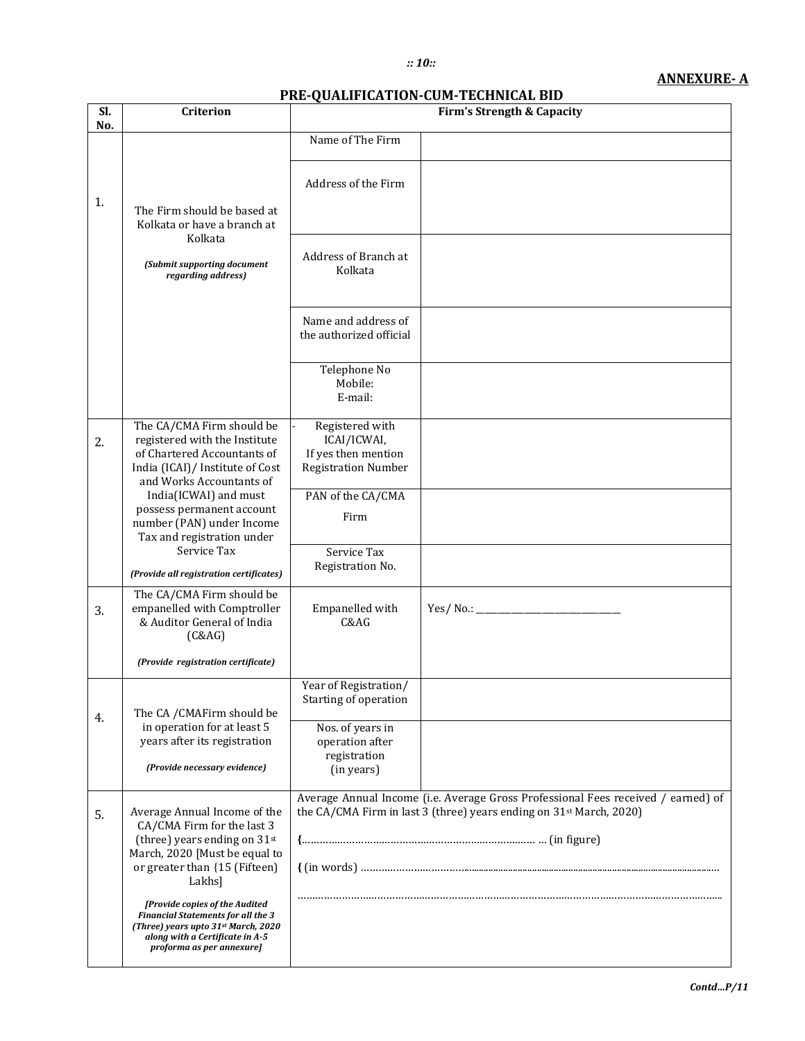**ANNEXURE- A**

## PRE-QUALIFICATION-CUM-TECHNICAL BID

| Sl. No. | Criterion | Firm's Strength & Capacity | |
|---|---|---|---|
| 1. | The Firm should be based at Kolkata or have a branch at Kolkata<br>***(Submit supporting document regarding address)*** | Name of The Firm | |
| | | Address of the Firm | |
| | | Address of Branch at Kolkata | |
| | | Name and address of the authorized official | |
| | | Telephone No<br>Mobile:<br>E-mail: | |
| 2. | The CA/CMA Firm should be registered with the Institute of Chartered Accountants of India (ICAI)/ Institute of Cost and Works Accountants of India(ICWAI) and must possess permanent account number (PAN) under Income Tax and registration under Service Tax<br>***(Provide all registration certificates)*** | - Registered with ICAI/ICWAI, If yes then mention Registration Number | |
| | | PAN of the CA/CMA Firm | |
| | | Service Tax Registration No. | |
| 3. | The CA/CMA Firm should be empanelled with Comptroller & Auditor General of India (C&AG)<br>***(Provide registration certificate)*** | Empanelled with C&AG | Yes/ No.: ______________________________ |
| 4. | The CA /CMAFirm should be in operation for at least 5 years after its registration<br>***(Provide necessary evidence)*** | Year of Registration/ Starting of operation | |
| | | Nos. of years in operation after registration (in years) | |
| 5. | Average Annual Income of the CA/CMA Firm for the last 3 (three) years ending on 31st March, 2020 [Must be equal to or greater than {15 (Fifteen) Lakhs]<br>***[Provide copies of the Audited Financial Statements for all the 3 (Three) years upto 31st March, 2020 along with a Certificate in A-5 proforma as per annexure]*** | Average Annual Income (i.e. Average Gross Professional Fees received / earned) of the CA/CMA Firm in last 3 (three) years ending on 31st March, 2020)<br><br>**{**…………………………………………………………………… … (in figure)<br><br>**{** (in words) ……………………………………………………………………………………………<br><br>…………………………………………………………………………………………………………… | |

*Contd…P/11*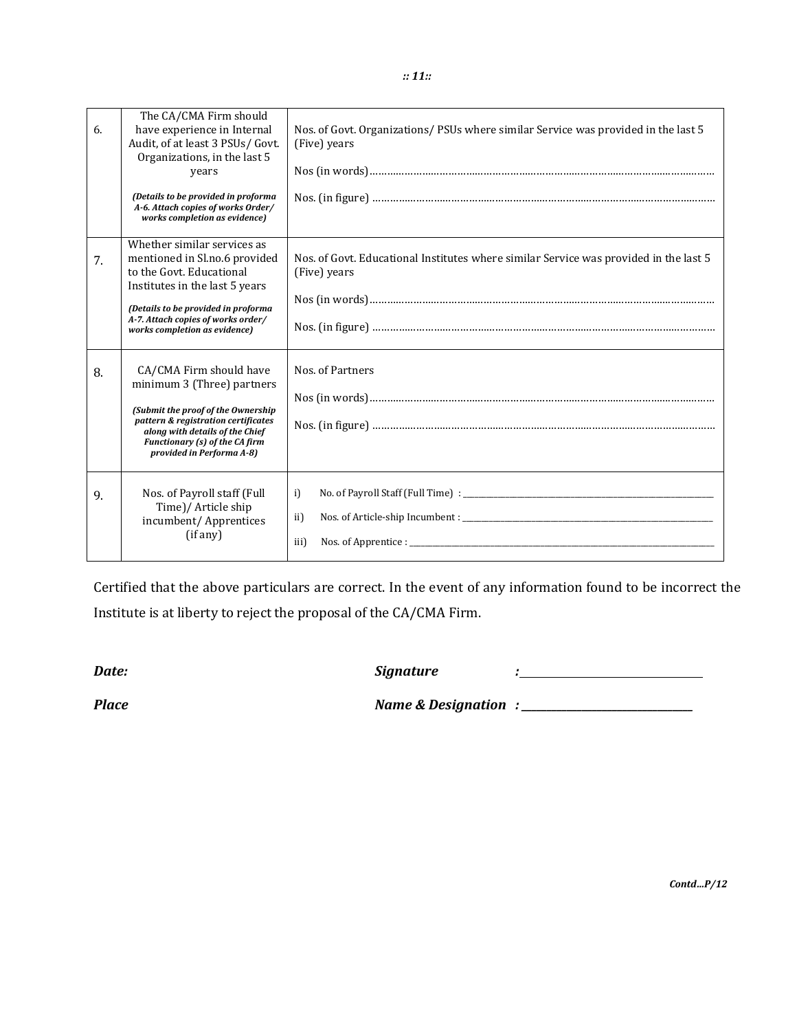| | | |
|---|---|---|
| 6. | The CA/CMA Firm should have experience in Internal Audit, of at least 3 PSUs/ Govt. Organizations, in the last 5 years<br><br>***(Details to be provided in proforma A-6. Attach copies of works Order/ works completion as evidence)*** | Nos. of Govt. Organizations/ PSUs where similar Service was provided in the last 5 (Five) years<br><br>Nos (in words)………………………………………………………………………………<br><br>Nos. (in figure) ……………………………………………………………………………… |
| 7. | Whether similar services as mentioned in Sl.no.6 provided to the Govt. Educational Institutes in the last 5 years<br><br>***(Details to be provided in proforma A-7. Attach copies of works order/ works completion as evidence)*** | Nos. of Govt. Educational Institutes where similar Service was provided in the last 5 (Five) years<br><br>Nos (in words)………………………………………………………………………………<br><br>Nos. (in figure) ……………………………………………………………………………… |
| 8. | CA/CMA Firm should have minimum 3 (Three) partners<br><br>***(Submit the proof of the Ownership pattern & registration certificates along with details of the Chief Functionary (s) of the CA firm provided in Performa A-8)*** | Nos. of Partners<br><br>Nos (in words)………………………………………………………………………………<br><br>Nos. (in figure) ……………………………………………………………………………… |
| 9. | Nos. of Payroll staff (Full Time)/ Article ship incumbent/ Apprentices (if any) | i) No. of Payroll Staff (Full Time) : ______________<br><br>ii) Nos. of Article-ship Incumbent : ______________<br><br>iii) Nos. of Apprentice : ______________ |

Certified that the above particulars are correct. In the event of any information found to be incorrect the Institute is at liberty to reject the proposal of the CA/CMA Firm.

***Date:*** ***Signature*** **:**______________________

***Place*** ***Name & Designation*** **:** ______________________

***Contd…P/12***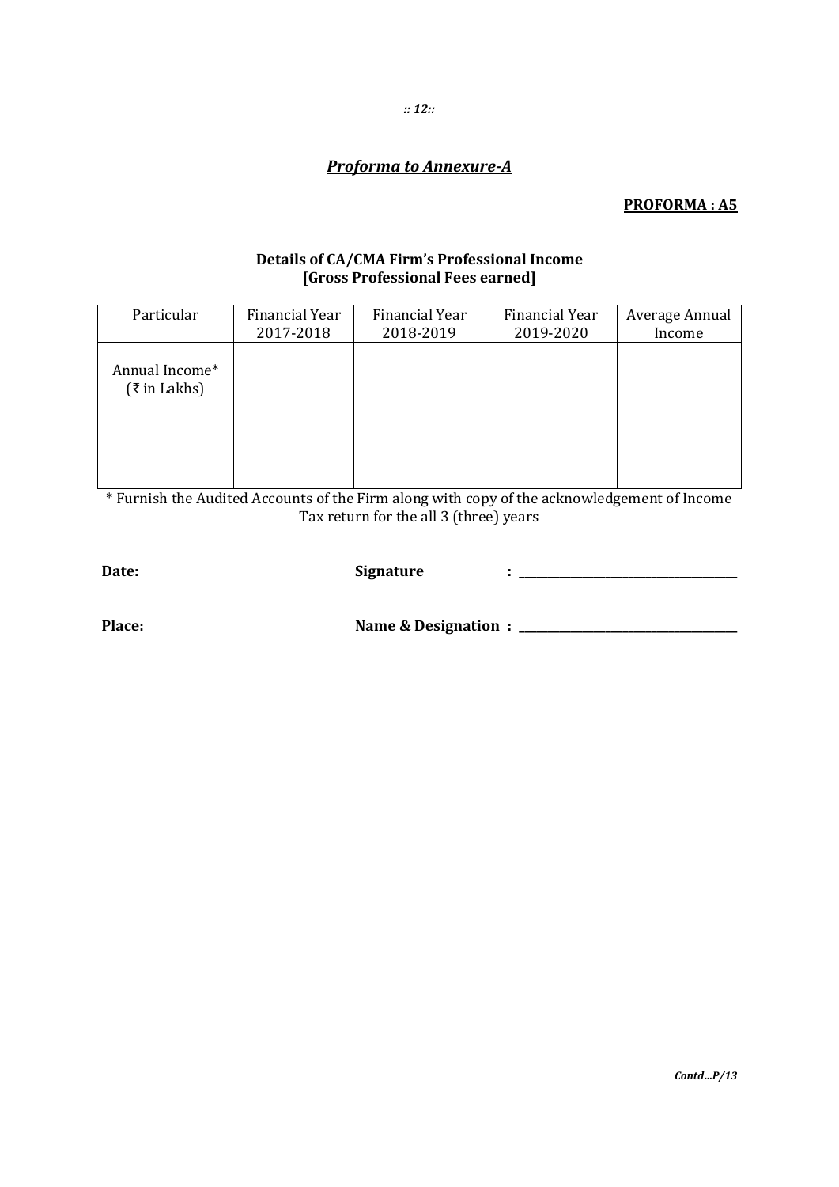## *Proforma to Annexure-A*

**PROFORMA : A5**

**Details of CA/CMA Firm's Professional Income**
**[Gross Professional Fees earned]**

| Particular | Financial Year 2017-2018 | Financial Year 2018-2019 | Financial Year 2019-2020 | Average Annual Income |
|---|---|---|---|---|
| Annual Income* (₹ in Lakhs) | | | | |

\* Furnish the Audited Accounts of the Firm along with copy of the acknowledgement of Income Tax return for the all 3 (three) years

**Date:** **Signature** : ______________________________

**Place:** **Name & Designation** : ______________________________

*Contd...P/13*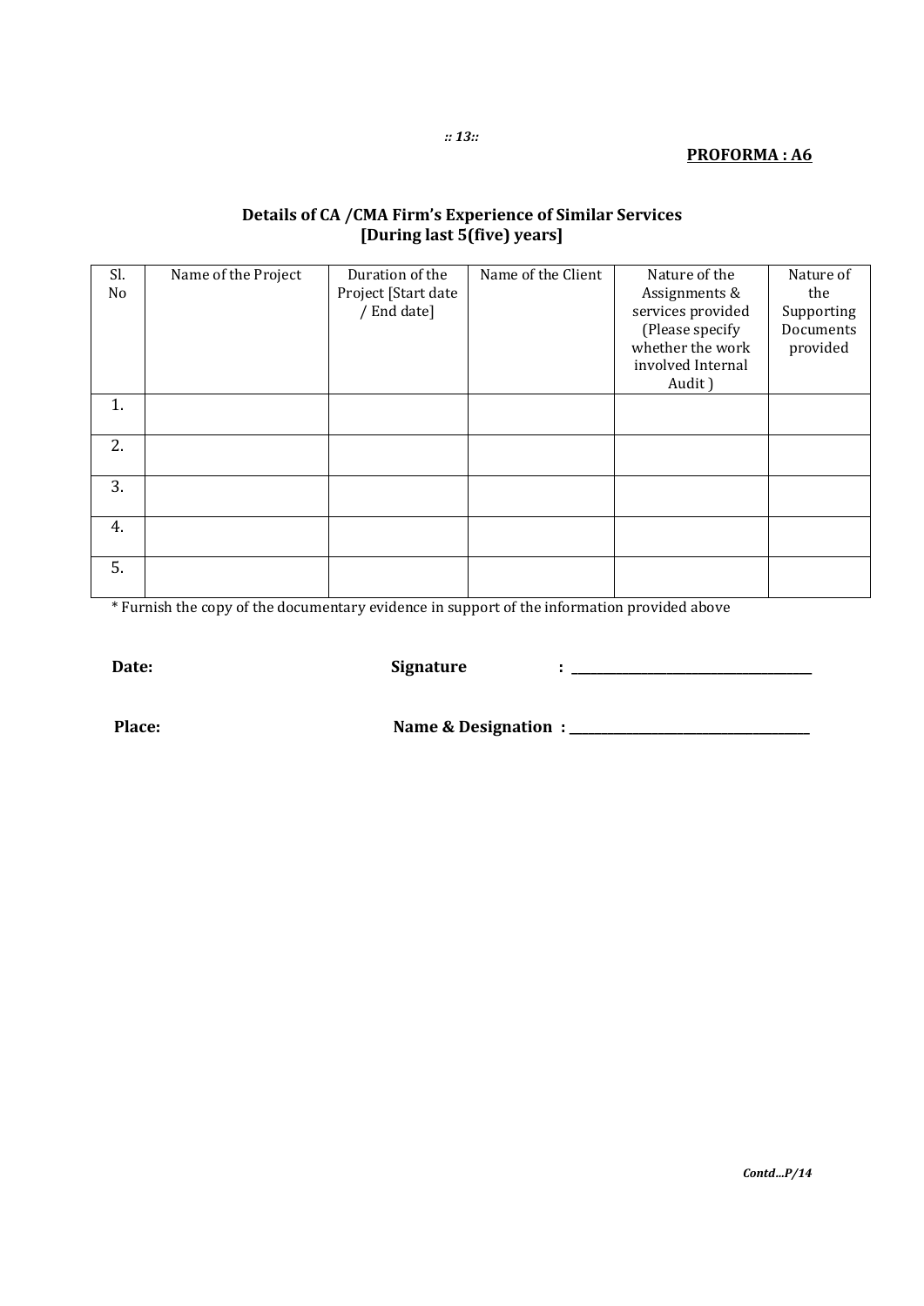**PROFORMA : A6**

## Details of CA /CMA Firm's Experience of Similar Services [During last 5(five) years]

| Sl. No | Name of the Project | Duration of the Project [Start date / End date] | Name of the Client | Nature of the Assignments & services provided (Please specify whether the work involved Internal Audit ) | Nature of the Supporting Documents provided |
|---|---|---|---|---|---|
| 1. | | | | | |
| 2. | | | | | |
| 3. | | | | | |
| 4. | | | | | |
| 5. | | | | | |

* Furnish the copy of the documentary evidence in support of the information provided above

**Date:** **Signature** : ______________________________

**Place:** **Name & Designation** : ______________________________

*Contd...P/14*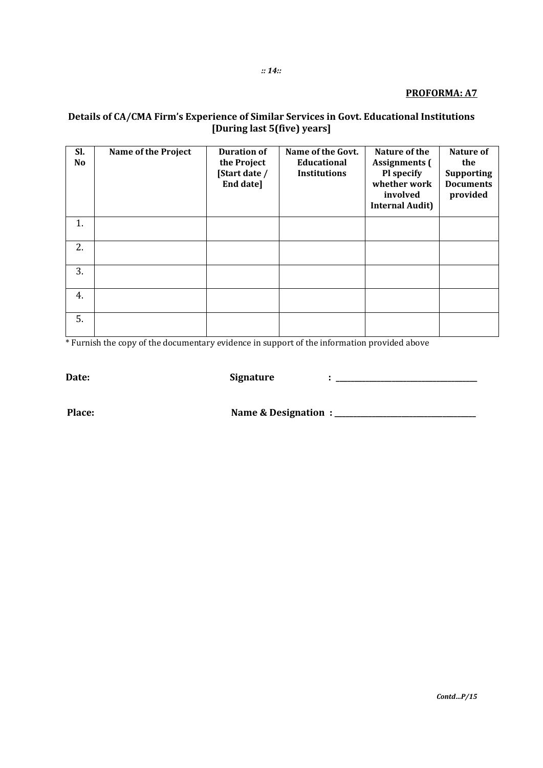**PROFORMA: A7**

## Details of CA/CMA Firm's Experience of Similar Services in Govt. Educational Institutions [During last 5(five) years]

| Sl. No | Name of the Project | Duration of the Project [Start date / End date] | Name of the Govt. Educational Institutions | Nature of the Assignments ( Pl specify whether work involved Internal Audit) | Nature of the Supporting Documents provided |
|---|---|---|---|---|---|
| 1. | | | | | |
| 2. | | | | | |
| 3. | | | | | |
| 4. | | | | | |
| 5. | | | | | |

* Furnish the copy of the documentary evidence in support of the information provided above

**Date:** **Signature** : ____________________________________

**Place:** **Name & Designation** : ____________________________________

*Contd...P/15*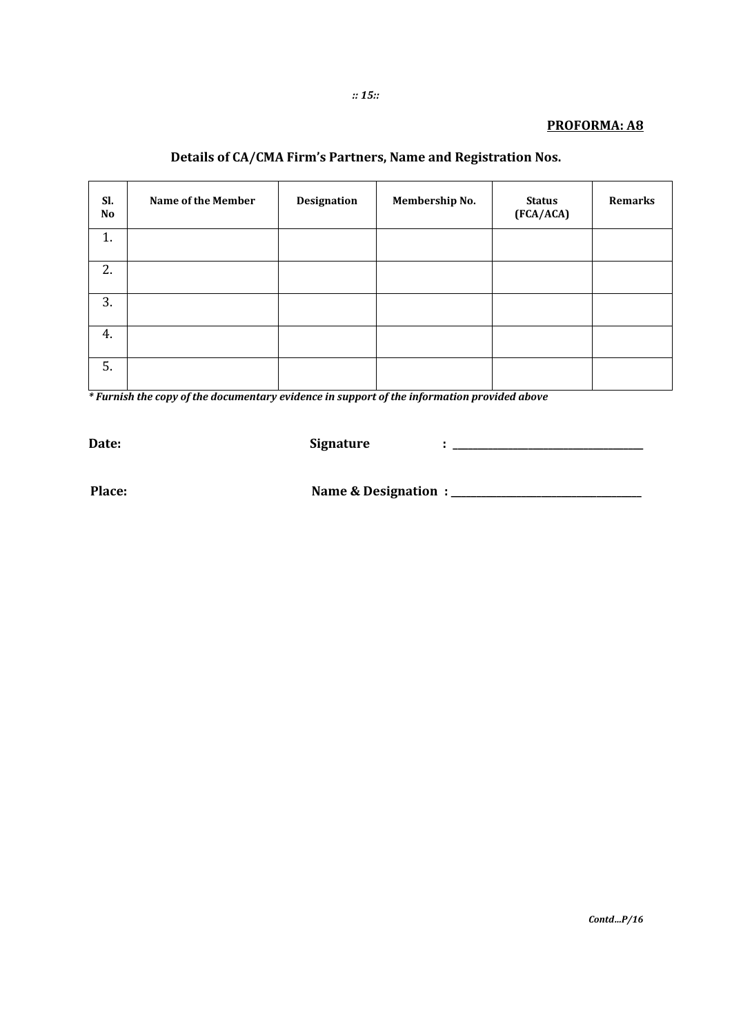**PROFORMA: A8**

## Details of CA/CMA Firm's Partners, Name and Registration Nos.

| Sl. No | Name of the Member | Designation | Membership No. | Status (FCA/ACA) | Remarks |
|---|---|---|---|---|---|
| 1. | | | | | |
| 2. | | | | | |
| 3. | | | | | |
| 4. | | | | | |
| 5. | | | | | |

***Furnish the copy of the documentary evidence in support of the information provided above***

**Date:** **Signature :** ___________________________________

**Place:** **Name & Designation :** ___________________________________

***Contd...P/16***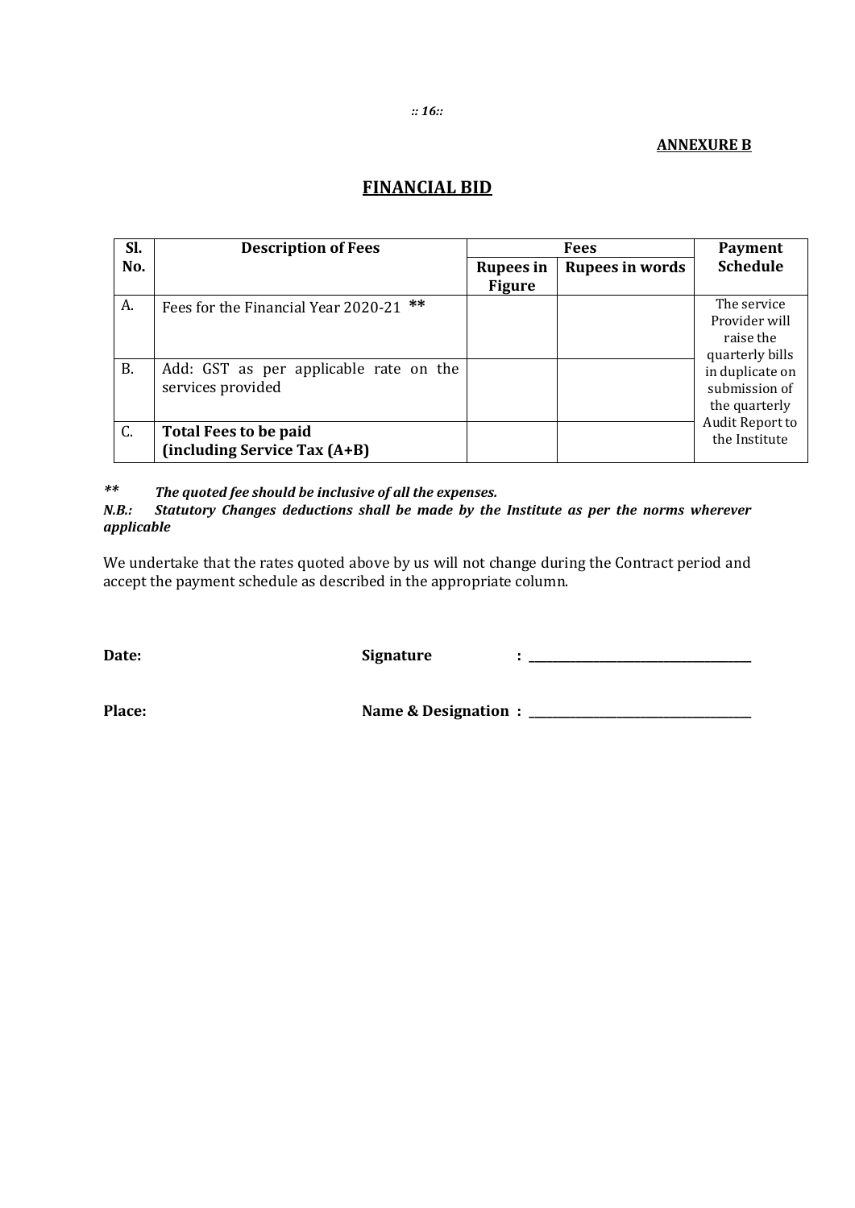**ANNEXURE B**

## FINANCIAL BID

| Sl. No. | Description of Fees | Fees | | Payment Schedule |
|---|---|---|---|---|
| | | Rupees in Figure | Rupees in words | |
| A. | Fees for the Financial Year 2020-21 ** | | | The service Provider will raise the quarterly bills in duplicate on submission of the quarterly Audit Report to the Institute |
| B. | Add: GST as per applicable rate on the services provided | | | |
| C. | **Total Fees to be paid (including Service Tax (A+B)** | | | |

***\*\*  The quoted fee should be inclusive of all the expenses.***

***N.B.: Statutory Changes deductions shall be made by the Institute as per the norms wherever applicable***

We undertake that the rates quoted above by us will not change during the Contract period and accept the payment schedule as described in the appropriate column.

**Date:** **Signature :** ___________________________________

**Place:** **Name & Designation :** ___________________________________